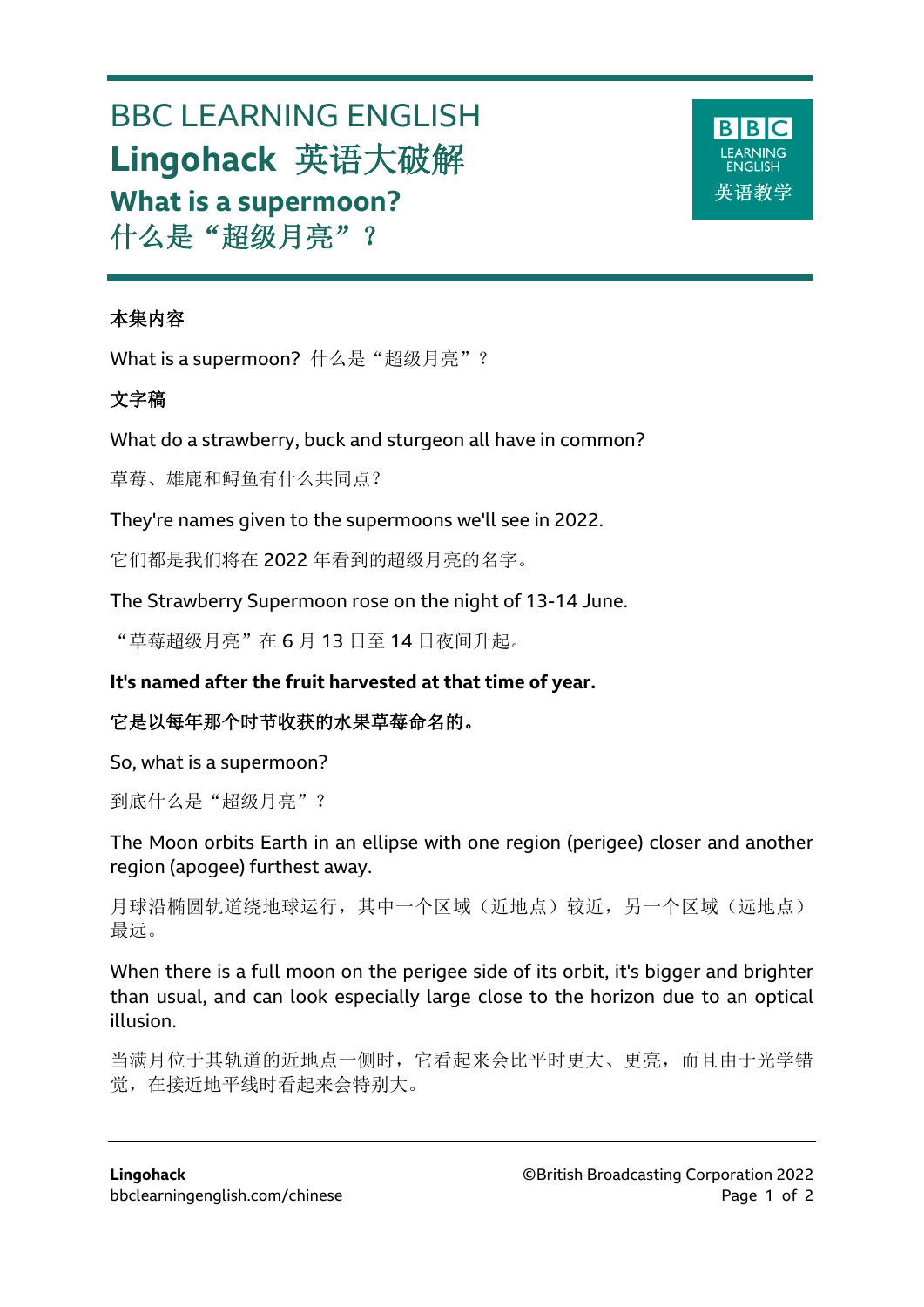# BBC LEARNING ENGLISH

# Lingohack 英语大破解

## What is a supermoon?
## 什么是“超级月亮”？

**本集内容**

What is a supermoon? 什么是“超级月亮”？

**文字稿**

What do a strawberry, buck and sturgeon all have in common?

草莓、雄鹿和鲟鱼有什么共同点？

They're names given to the supermoons we'll see in 2022.

它们都是我们将在 2022 年看到的超级月亮的名字。

The Strawberry Supermoon rose on the night of 13-14 June.

“草莓超级月亮”在 6 月 13 日至 14 日夜间升起。

**It's named after the fruit harvested at that time of year.**

**它是以每年那个时节收获的水果草莓命名的。**

So, what is a supermoon?

到底什么是“超级月亮”？

The Moon orbits Earth in an ellipse with one region (perigee) closer and another region (apogee) furthest away.

月球沿椭圆轨道绕地球运行，其中一个区域（近地点）较近，另一个区域（远地点）最远。

When there is a full moon on the perigee side of its orbit, it's bigger and brighter than usual, and can look especially large close to the horizon due to an optical illusion.

当满月位于其轨道的近地点一侧时，它看起来会比平时更大、更亮，而且由于光学错觉，在接近地平线时看起来会特别大。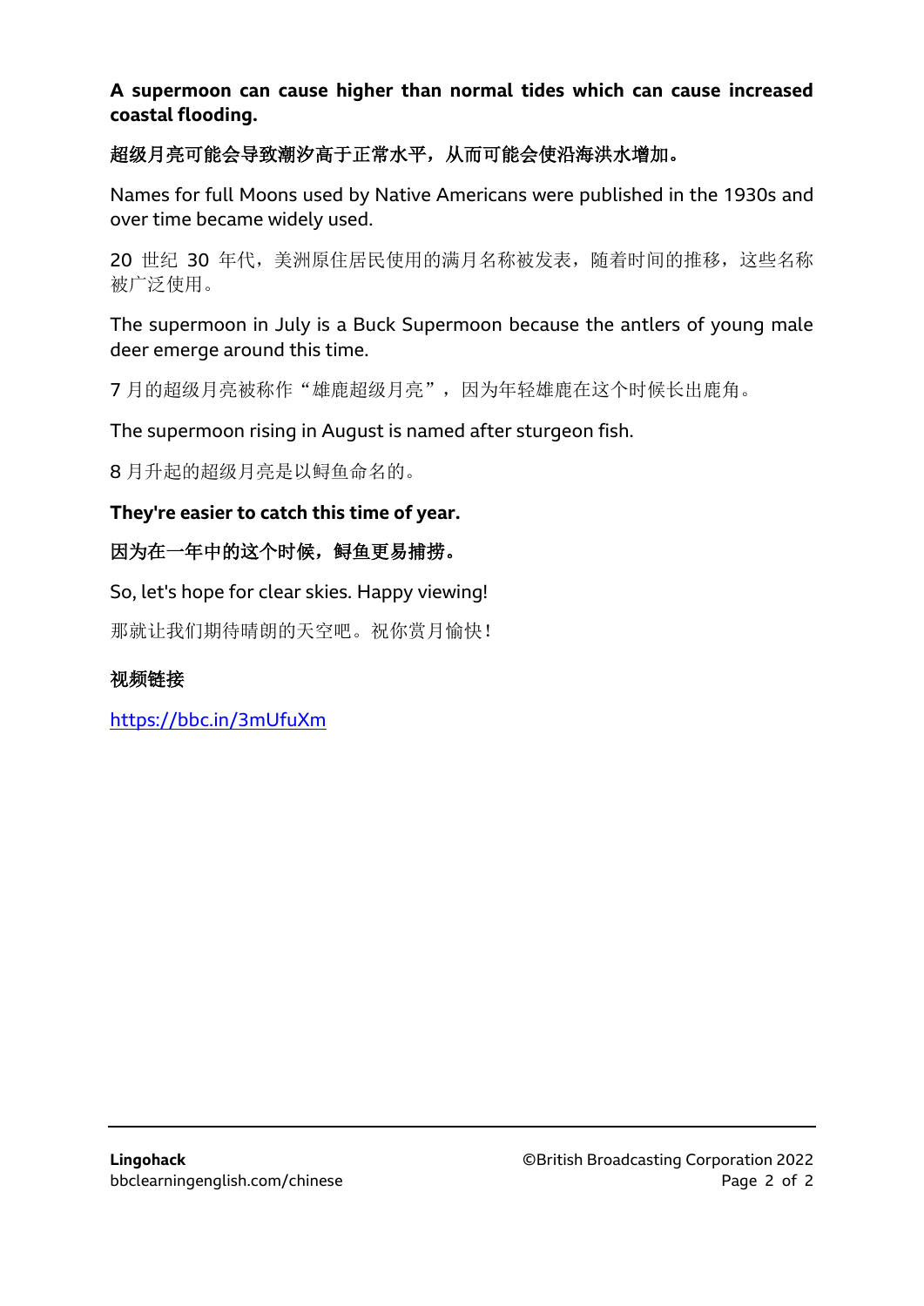**A supermoon can cause higher than normal tides which can cause increased coastal flooding.**

**超级月亮可能会导致潮汐高于正常水平，从而可能会使沿海洪水增加。**

Names for full Moons used by Native Americans were published in the 1930s and over time became widely used.

20 世纪 30 年代，美洲原住居民使用的满月名称被发表，随着时间的推移，这些名称被广泛使用。

The supermoon in July is a Buck Supermoon because the antlers of young male deer emerge around this time.

7 月的超级月亮被称作“雄鹿超级月亮”，因为年轻雄鹿在这个时候长出鹿角。

The supermoon rising in August is named after sturgeon fish.

8 月升起的超级月亮是以鲟鱼命名的。

**They're easier to catch this time of year.**

**因为在一年中的这个时候，鲟鱼更易捕捞。**

So, let's hope for clear skies. Happy viewing!

那就让我们期待晴朗的天空吧。祝你赏月愉快！

**视频链接**

https://bbc.in/3mUfuXm